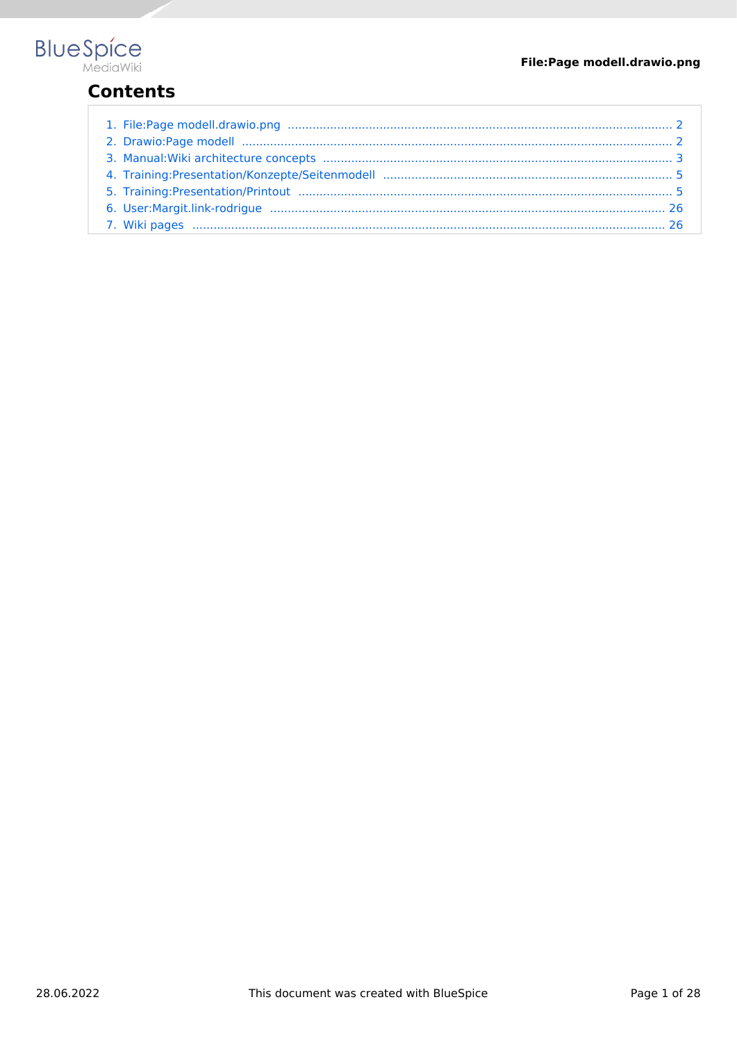# Contents

1. File:Page modell.drawio.png ........................................................................................................ 2
2. Drawio:Page modell ........................................................................................................ 2
3. Manual:Wiki architecture concepts ........................................................................................................ 3
4. Training:Presentation/Konzepte/Seitenmodell ........................................................................................................ 5
5. Training:Presentation/Printout ........................................................................................................ 5
6. User:Margit.link-rodrigue ........................................................................................................ 26
7. Wiki pages ........................................................................................................ 26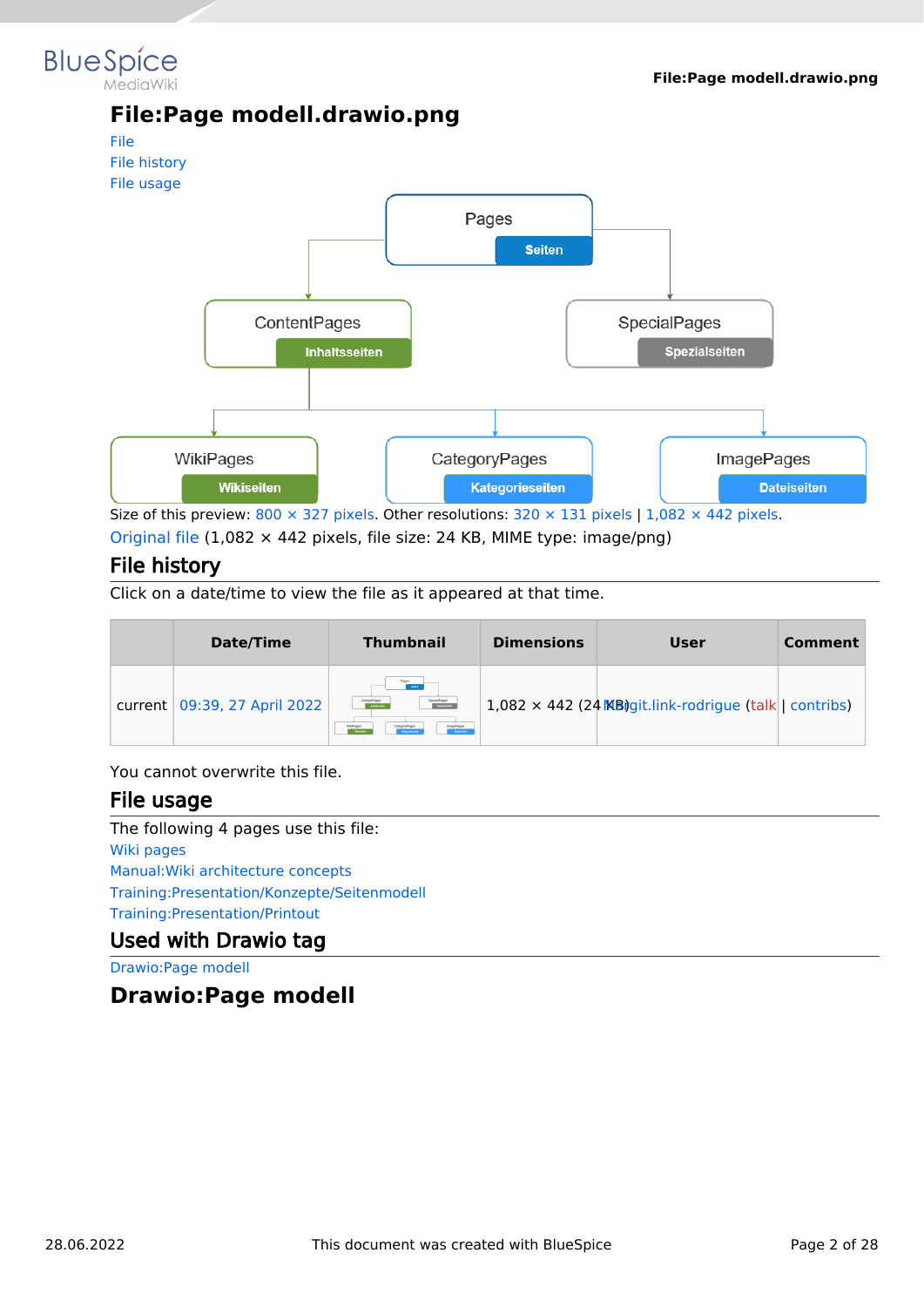# File:Page modell.drawio.png

File
File history
File usage

Size of this preview: 800 × 327 pixels. Other resolutions: 320 × 131 pixels | 1,082 × 442 pixels.
Original file (1,082 × 442 pixels, file size: 24 KB, MIME type: image/png)

## File history

Click on a date/time to view the file as it appeared at that time.

| | Date/Time | Thumbnail | Dimensions | User | Comment |
|---|---|---|---|---|---|
| current | 09:39, 27 April 2022 | | 1,082 × 442 (24 KB) | Margit.link-rodrigue (talk \| contribs) | |

You cannot overwrite this file.

## File usage

The following 4 pages use this file:

Wiki pages
Manual:Wiki architecture concepts
Training:Presentation/Konzepte/Seitenmodell
Training:Presentation/Printout

## Used with Drawio tag

Drawio:Page modell

# Drawio:Page modell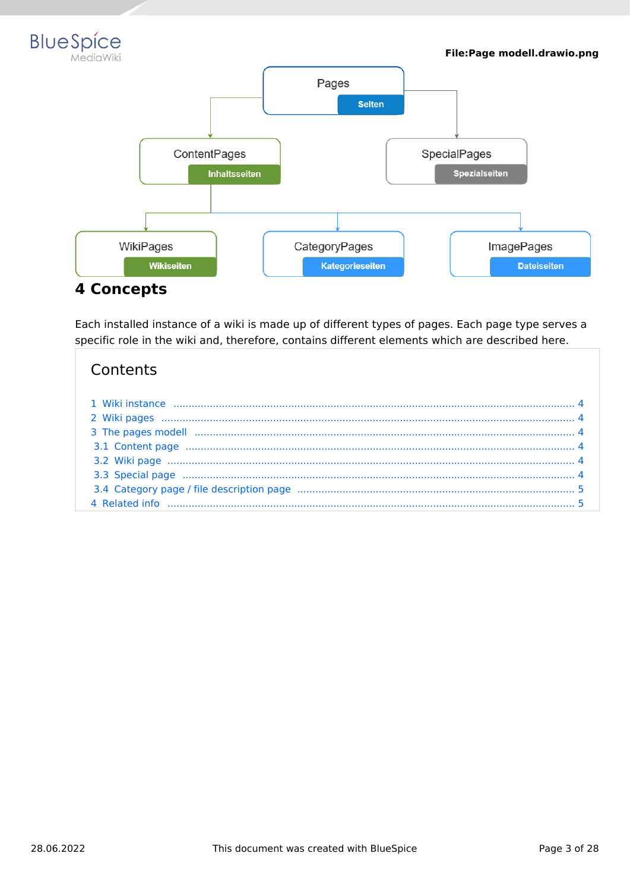File:Page modell.drawio.png

Pages
Seiten

ContentPages
Inhaltsseiten

SpecialPages
Spezialseiten

WikiPages
Wikiseiten

CategoryPages
Kategorieseiten

ImagePages
Dateiseiten

# 4 Concepts

Each installed instance of a wiki is made up of different types of pages. Each page type serves a specific role in the wiki and, therefore, contains different elements which are described here.

## Contents

1 Wiki instance ..... 4
2 Wiki pages ..... 4
3 The pages modell ..... 4
3.1 Content page ..... 4
3.2 Wiki page ..... 4
3.3 Special page ..... 4
3.4 Category page / file description page ..... 5
4 Related info ..... 5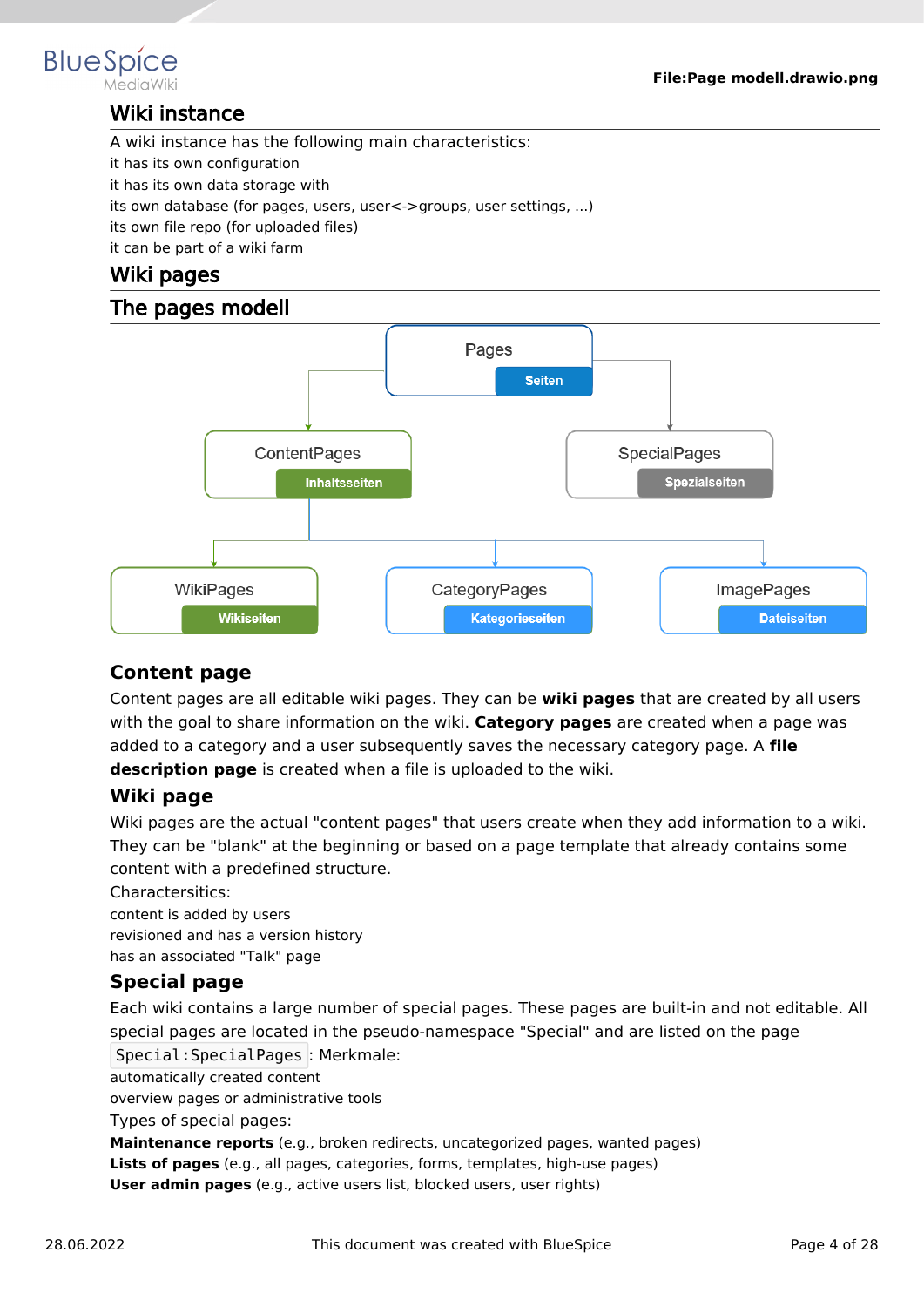## Wiki instance

A wiki instance has the following main characteristics:

- it has its own configuration
- it has its own data storage with
  - its own database (for pages, users, user<->groups, user settings, ...)
  - its own file repo (for uploaded files)
- it can be part of a wiki farm

## Wiki pages

### The pages modell

### Content page

Content pages are all editable wiki pages. They can be **wiki pages** that are created by all users with the goal to share information on the wiki. **Category pages** are created when a page was added to a category and a user subsequently saves the necessary category page. A **file description page** is created when a file is uploaded to the wiki.

### Wiki page

Wiki pages are the actual "content pages" that users create when they add information to a wiki. They can be "blank" at the beginning or based on a page template that already contains some content with a predefined structure.

Charactersitics:

- content is added by users
- revisioned and has a version history
- has an associated "Talk" page

### Special page

Each wiki contains a large number of special pages. These pages are built-in and not editable. All special pages are located in the pseudo-namespace "Special" and are listed on the page `Special:SpecialPages` : Merkmale:

- automatically created content
- overview pages or administrative tools

Types of special pages:

- **Maintenance reports** (e.g., broken redirects, uncategorized pages, wanted pages)
- **Lists of pages** (e.g., all pages, categories, forms, templates, high-use pages)
- **User admin pages** (e.g., active users list, blocked users, user rights)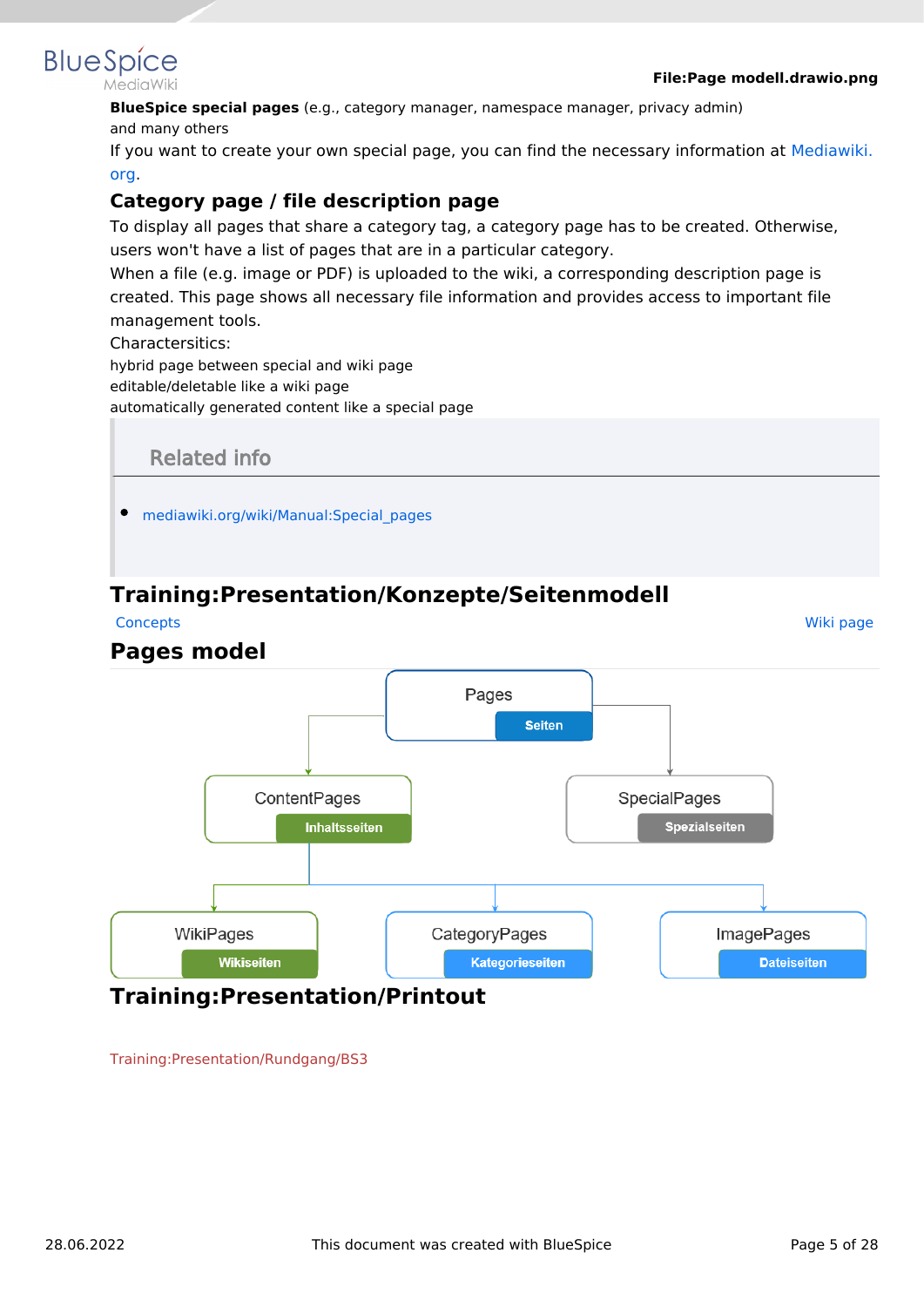**BlueSpice special pages** (e.g., category manager, namespace manager, privacy admin)
and many others

If you want to create your own special page, you can find the necessary information at Mediawiki.org.

### Category page / file description page

To display all pages that share a category tag, a category page has to be created. Otherwise, users won't have a list of pages that are in a particular category.

When a file (e.g. image or PDF) is uploaded to the wiki, a corresponding description page is created. This page shows all necessary file information and provides access to important file management tools.

Charactersitics:

hybrid page between special and wiki page
editable/deletable like a wiki page
automatically generated content like a special page

> **Related info**
>
> - mediawiki.org/wiki/Manual:Special_pages

## Training:Presentation/Konzepte/Seitenmodell

Concepts Wiki page

### Pages model

- Pages (Seiten)
  - ContentPages (Inhaltsseiten)
    - WikiPages (Wikiseiten)
    - CategoryPages (Kategorieseiten)
    - ImagePages (Dateiseiten)
  - SpecialPages (Spezialseiten)

## Training:Presentation/Printout

Training:Presentation/Rundgang/BS3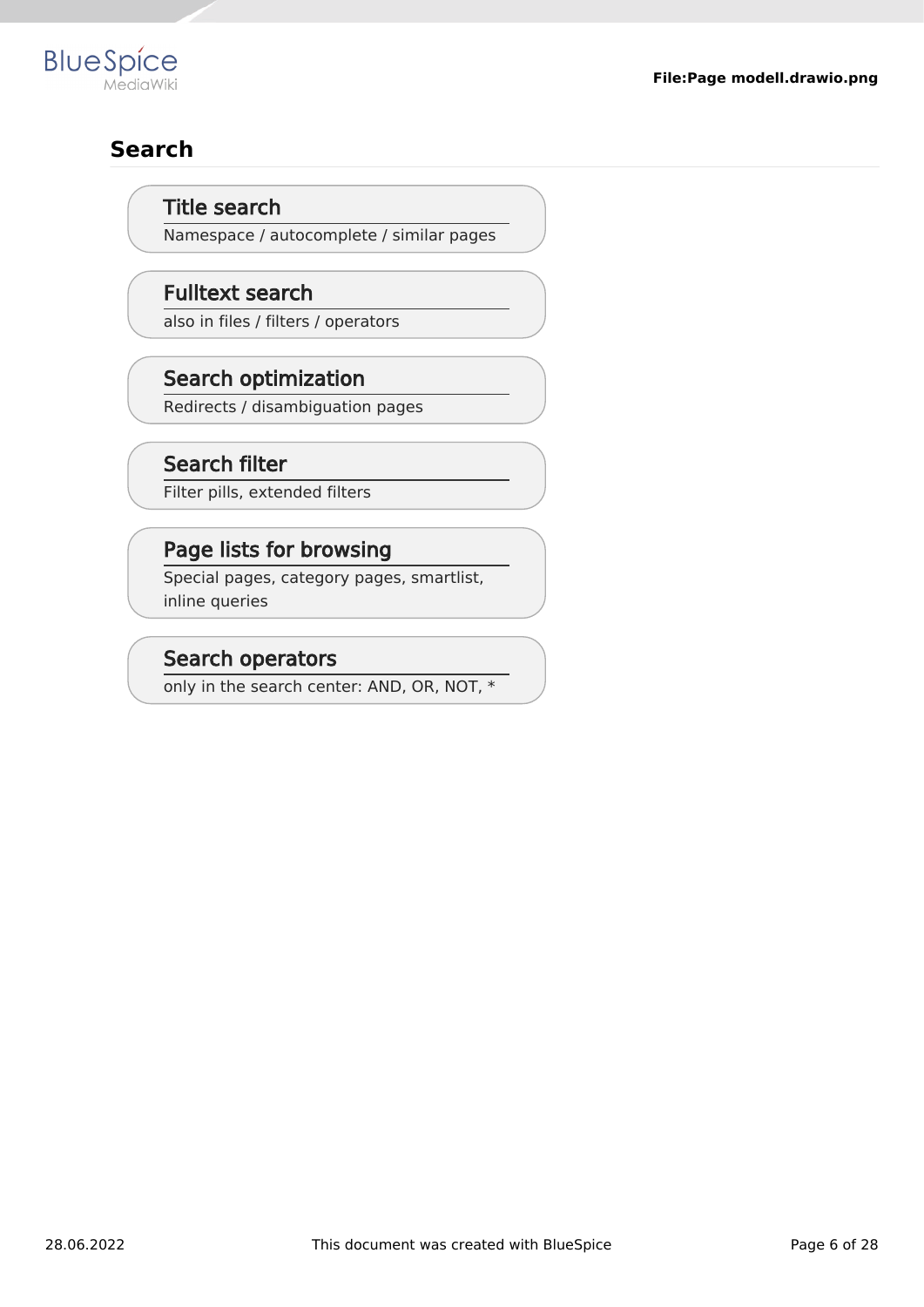## Search

**Title search**
Namespace / autocomplete / similar pages

**Fulltext search**
also in files / filters / operators

**Search optimization**
Redirects / disambiguation pages

**Search filter**
Filter pills, extended filters

**Page lists for browsing**
Special pages, category pages, smartlist, inline queries

**Search operators**
only in the search center: AND, OR, NOT, *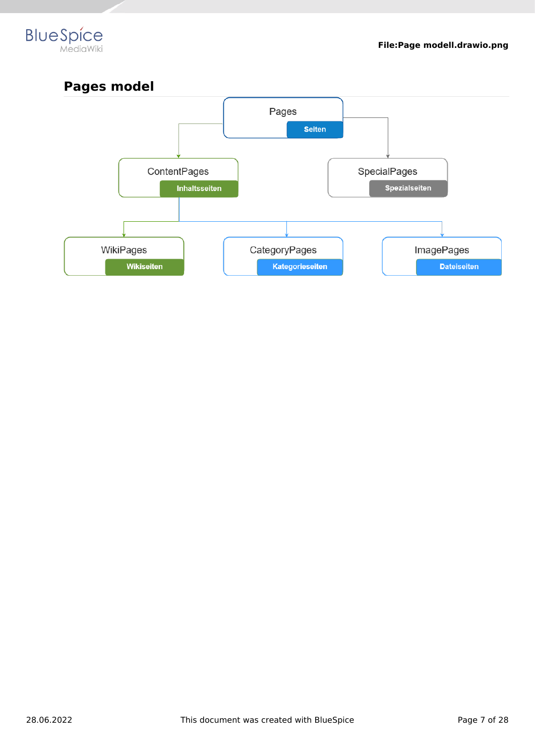## Pages model

- Pages
  Seiten
  - ContentPages
    Inhaltsseiten
    - WikiPages
      Wikiseiten
    - CategoryPages
      Kategorieseiten
    - ImagePages
      Dateiseiten
  - SpecialPages
    Spezialseiten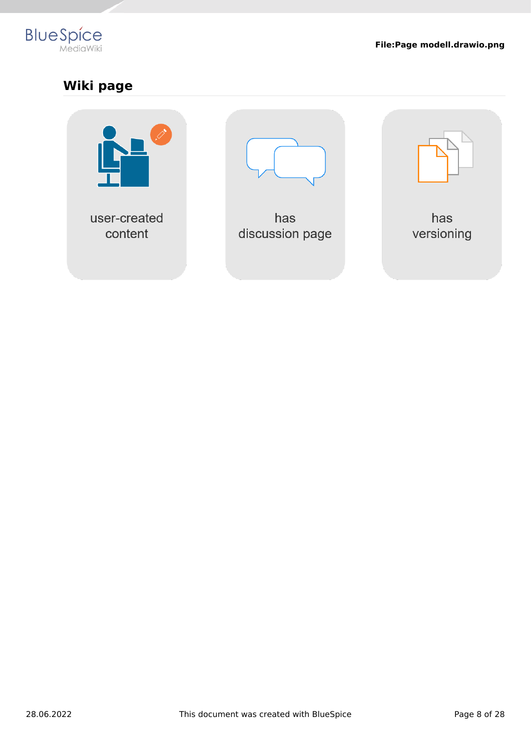## Wiki page

user-created content

has discussion page

has versioning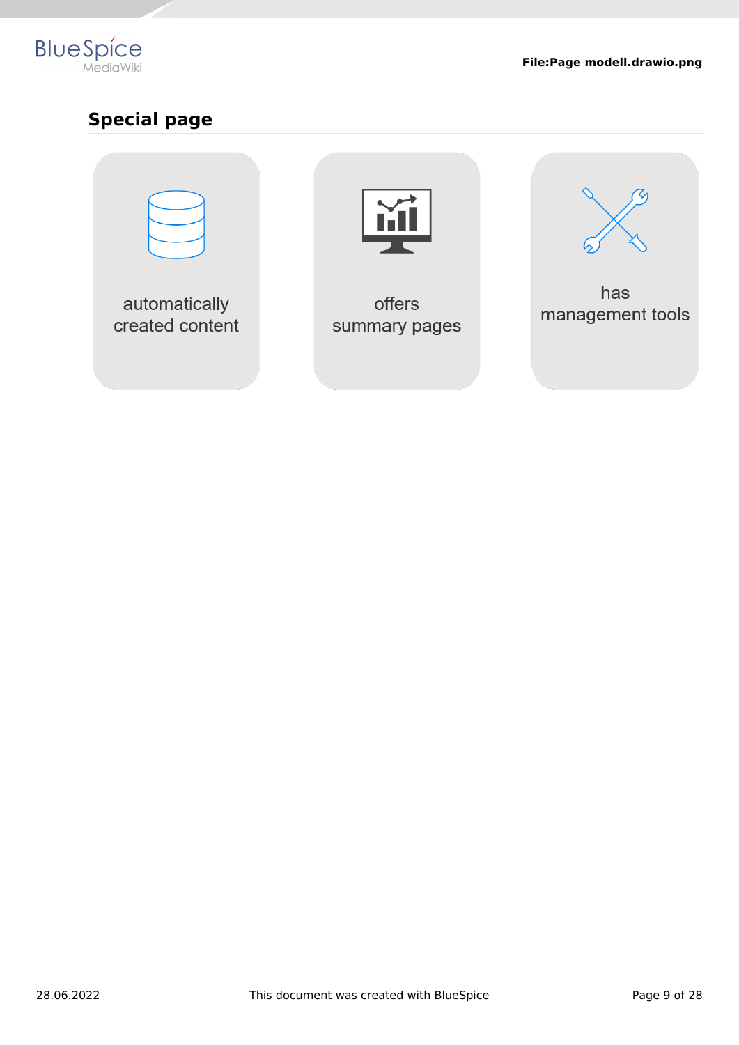## Special page

automatically created content

offers summary pages

has management tools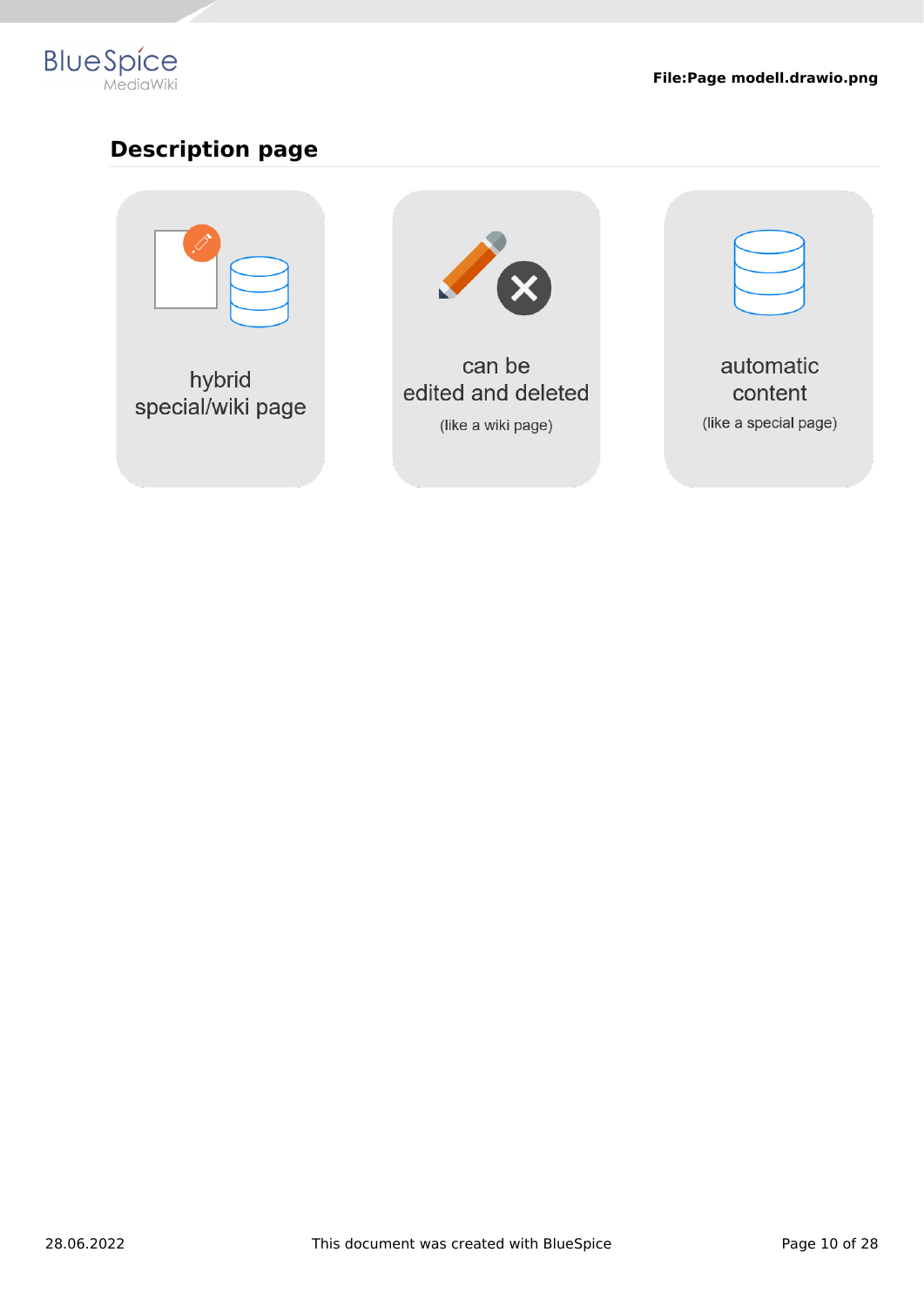## Description page

hybrid
special/wiki page

can be
edited and deleted

(like a wiki page)

automatic
content

(like a special page)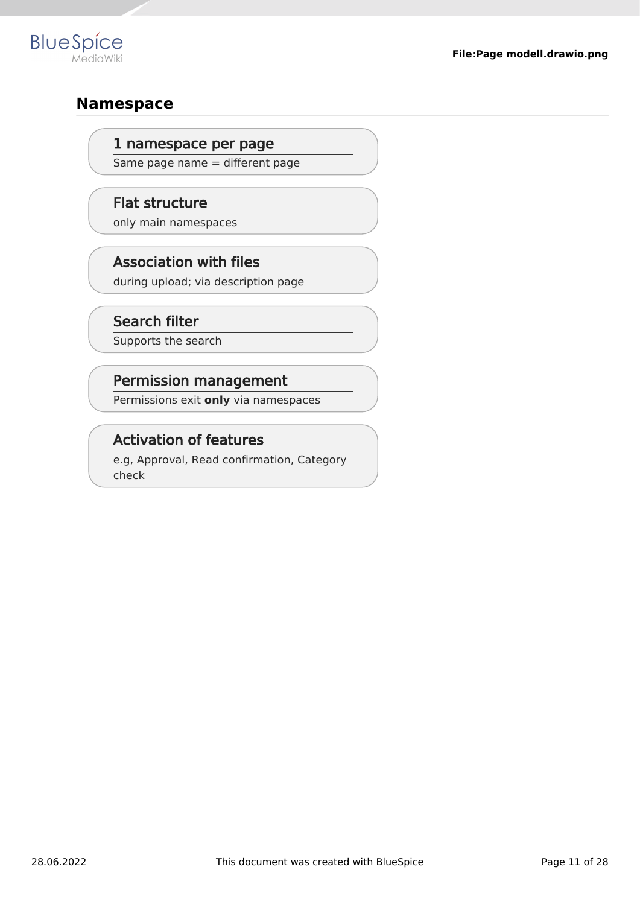## Namespace

**1 namespace per page**
Same page name = different page

**Flat structure**
only main namespaces

**Association with files**
during upload; via description page

**Search filter**
Supports the search

**Permission management**
Permissions exit **only** via namespaces

**Activation of features**
e.g, Approval, Read confirmation, Category check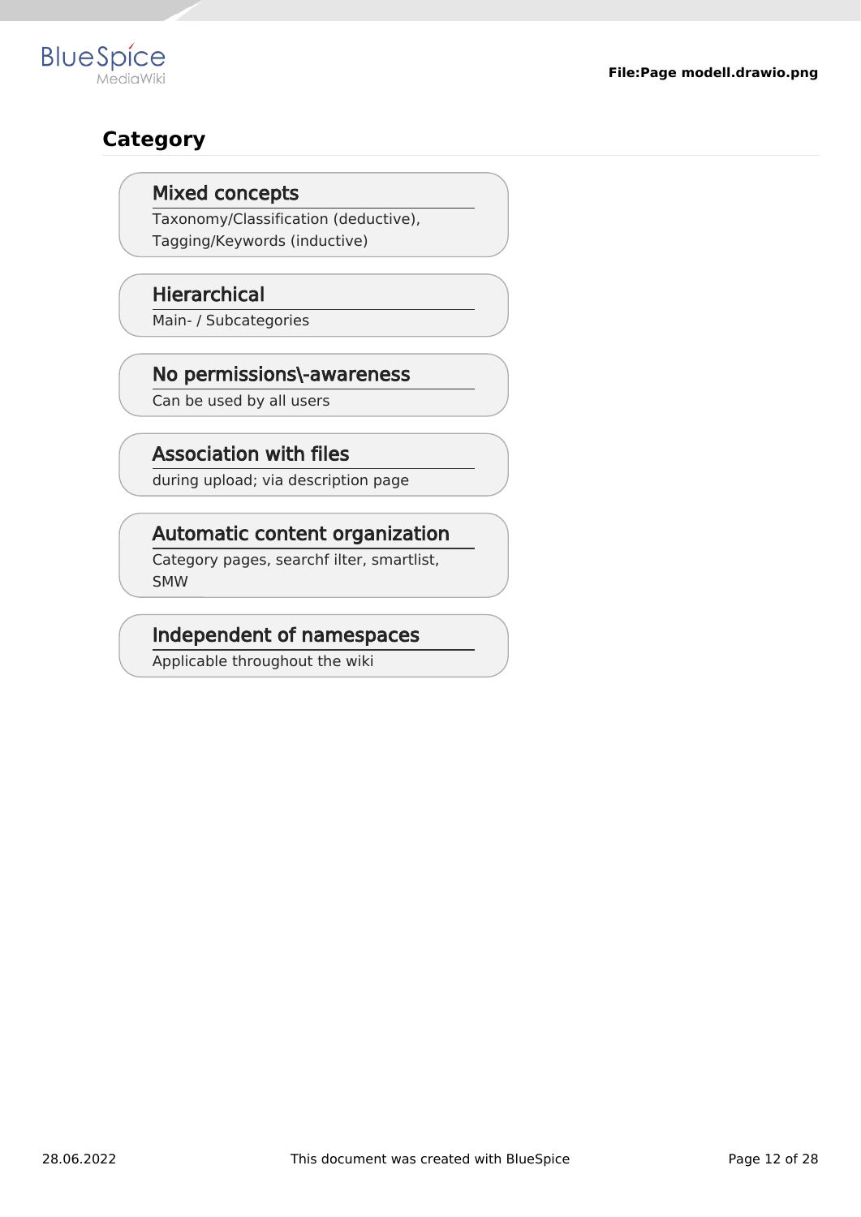## Category

**Mixed concepts**

Taxonomy/Classification (deductive), Tagging/Keywords (inductive)

**Hierarchical**

Main- / Subcategories

**No permissions\-awareness**

Can be used by all users

**Association with files**

during upload; via description page

**Automatic content organization**

Category pages, searchf ilter, smartlist, SMW

**Independent of namespaces**

Applicable throughout the wiki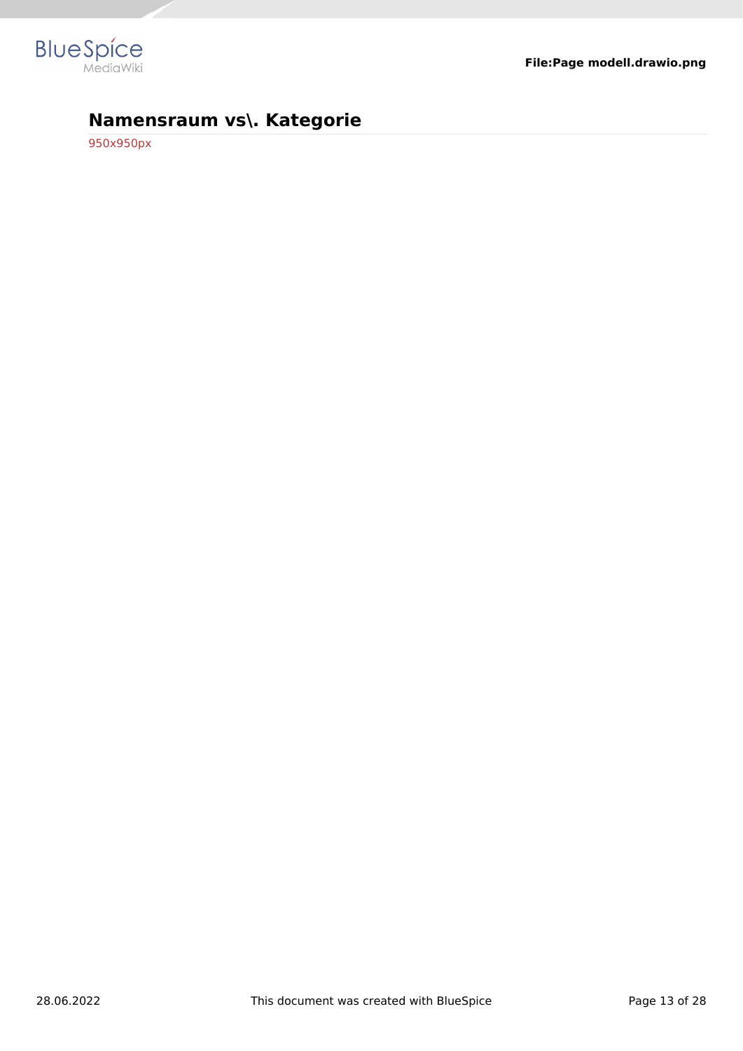## Namensraum vs\. Kategorie

950x950px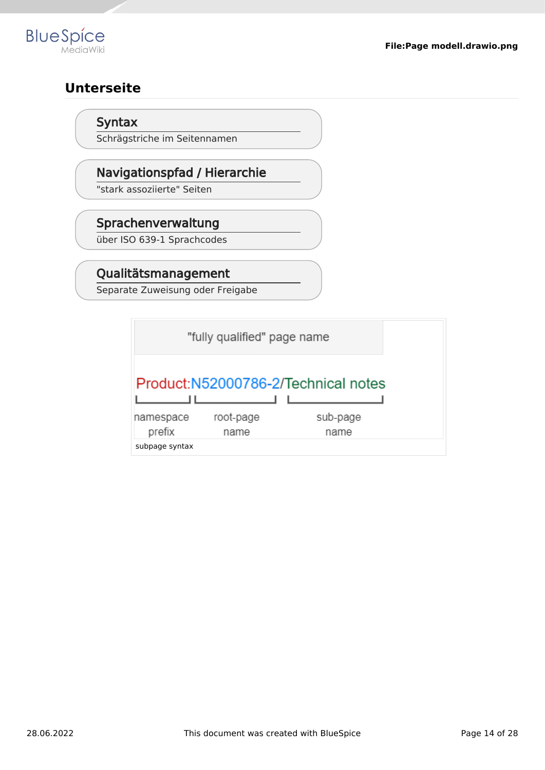## Unterseite

**Syntax**
Schrägstriche im Seitennamen

**Navigationspfad / Hierarchie**
"stark assoziierte" Seiten

**Sprachenverwaltung**
über ISO 639-1 Sprachcodes

**Qualitätsmanagement**
Separate Zuweisung oder Freigabe

"fully qualified" page name

Product:N52000786-2/Technical notes

namespace prefix — root-page name — sub-page name

subpage syntax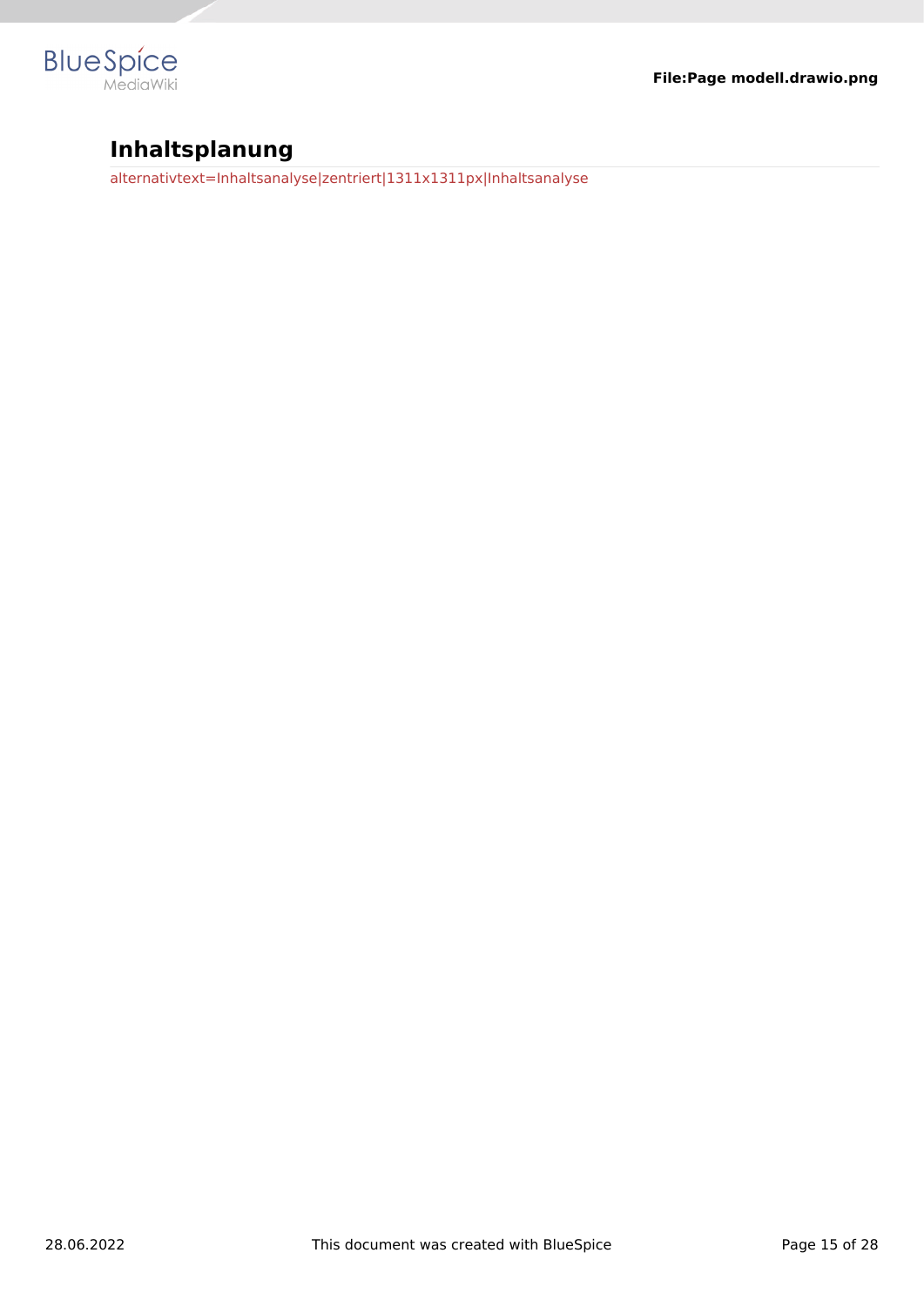# Inhaltsplanung

alternativtext=Inhaltsanalyse|zentriert|1311x1311px|Inhaltsanalyse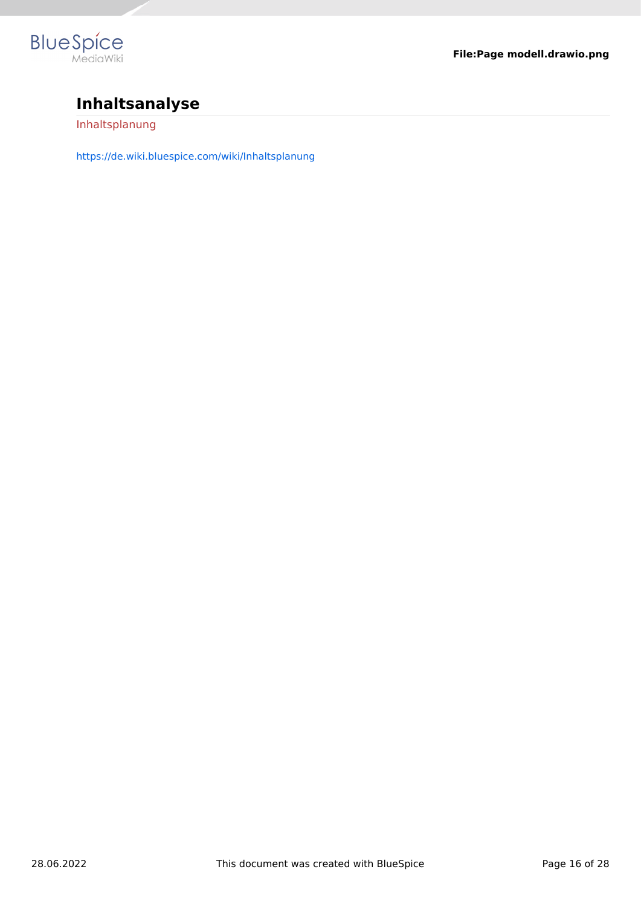# Inhaltsanalyse

Inhaltsplanung

https://de.wiki.bluespice.com/wiki/Inhaltsplanung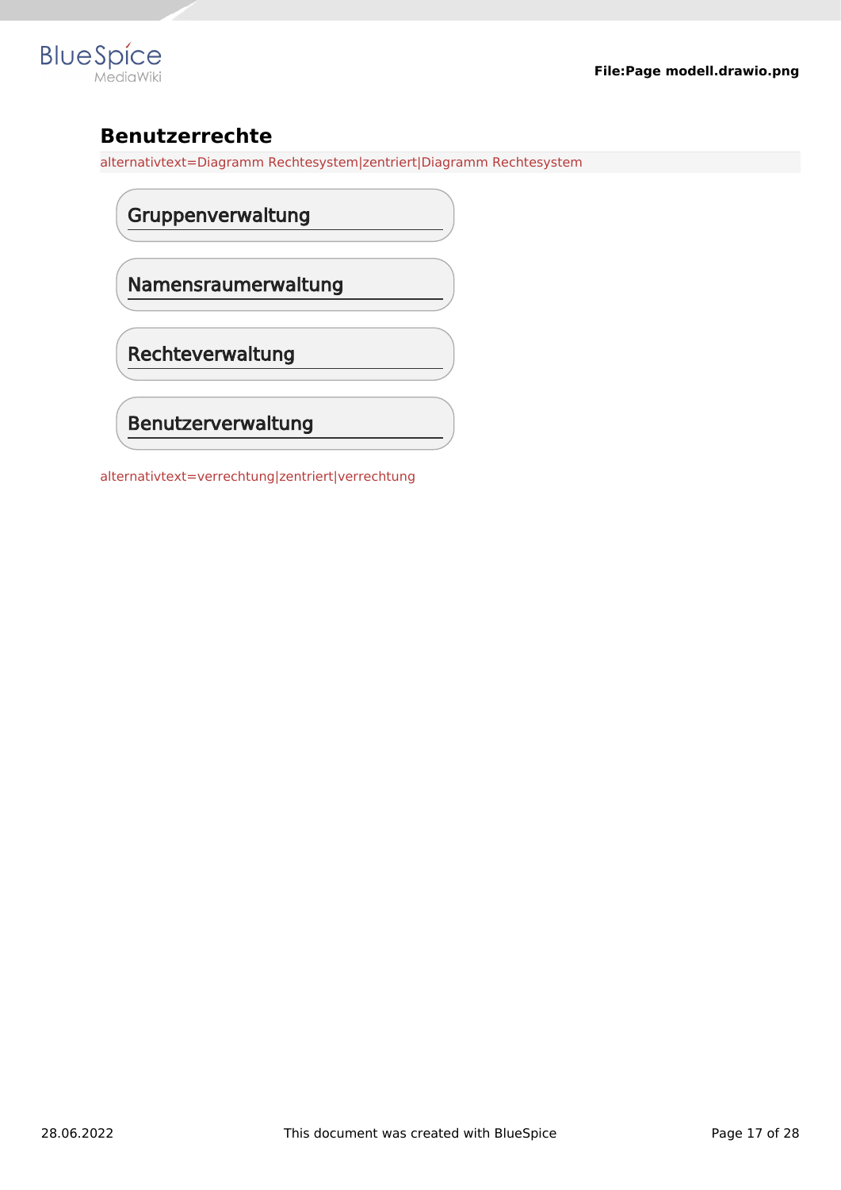## Benutzerrechte

alternativtext=Diagramm Rechtesystem|zentriert|Diagramm Rechtesystem

### Gruppenverwaltung

### Namensraumerwaltung

### Rechteverwaltung

### Benutzerverwaltung

alternativtext=verrechtung|zentriert|verrechtung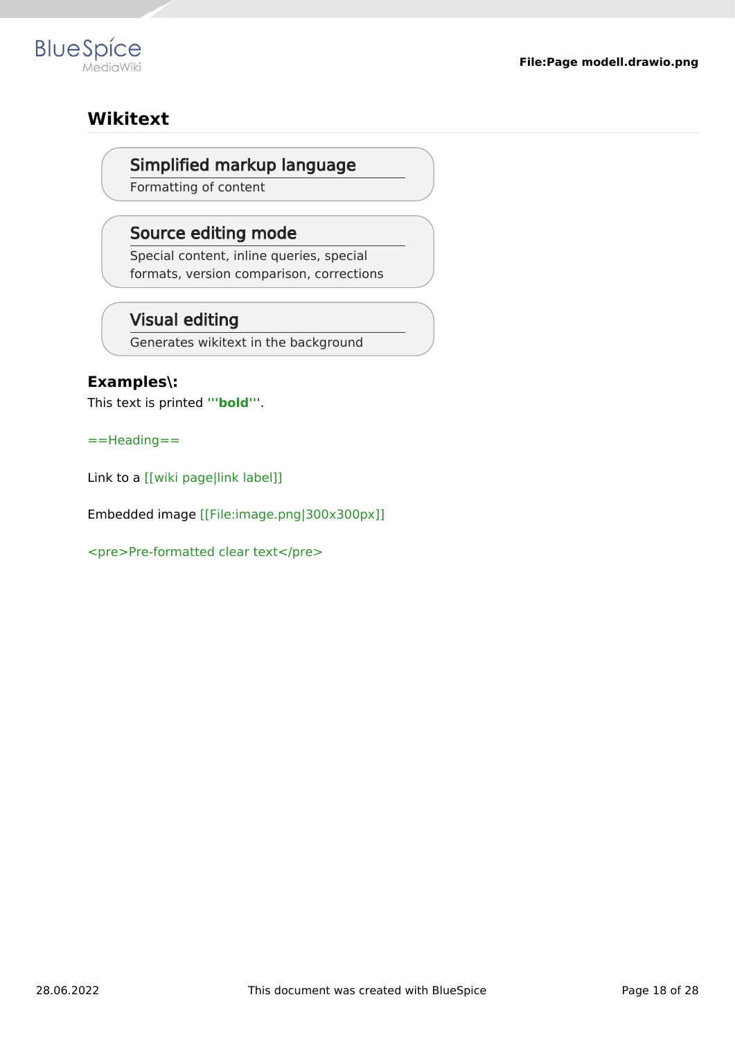## Wikitext

Simplified markup language
Formatting of content

Source editing mode
Special content, inline queries, special formats, version comparison, corrections

Visual editing
Generates wikitext in the background

### Examples\:

This text is printed **'''bold'''**.

==Heading==

Link to a [[wiki page|link label]]

Embedded image [[File:image.png|300x300px]]

<pre>Pre-formatted clear text</pre>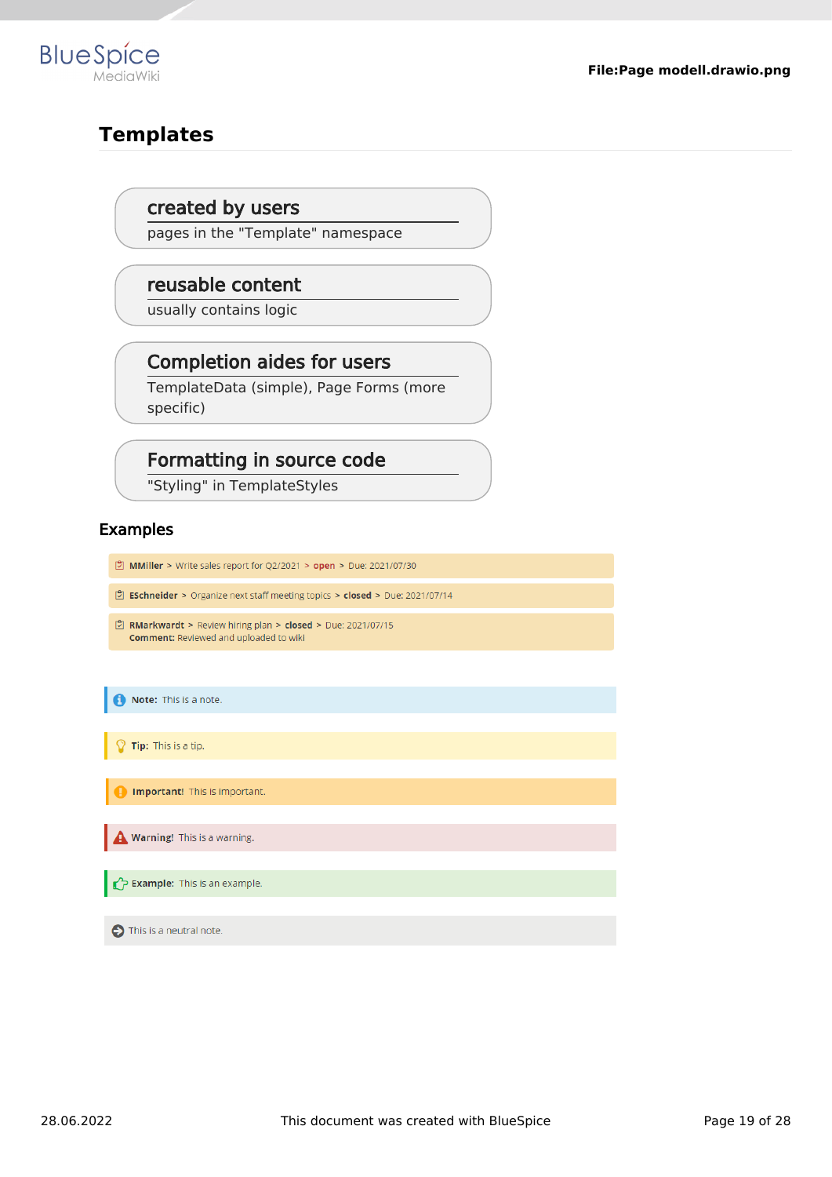## Templates

**created by users**
pages in the "Template" namespace

**reusable content**
usually contains logic

**Completion aides for users**
TemplateData (simple), Page Forms (more specific)

**Formatting in source code**
"Styling" in TemplateStyles

### Examples

**MMiller** > Write sales report for Q2/2021 > **open** > Due: 2021/07/30

**ESchneider** > Organize next staff meeting topics > **closed** > Due: 2021/07/14

**RMarkwardt** > Review hiring plan > **closed** > Due: 2021/07/15
**Comment:** Reviewed and uploaded to wiki

**Note:** This is a note.

**Tip:** This is a tip.

**Important!** This is important.

**Warning!** This is a warning.

**Example:** This is an example.

This is a neutral note.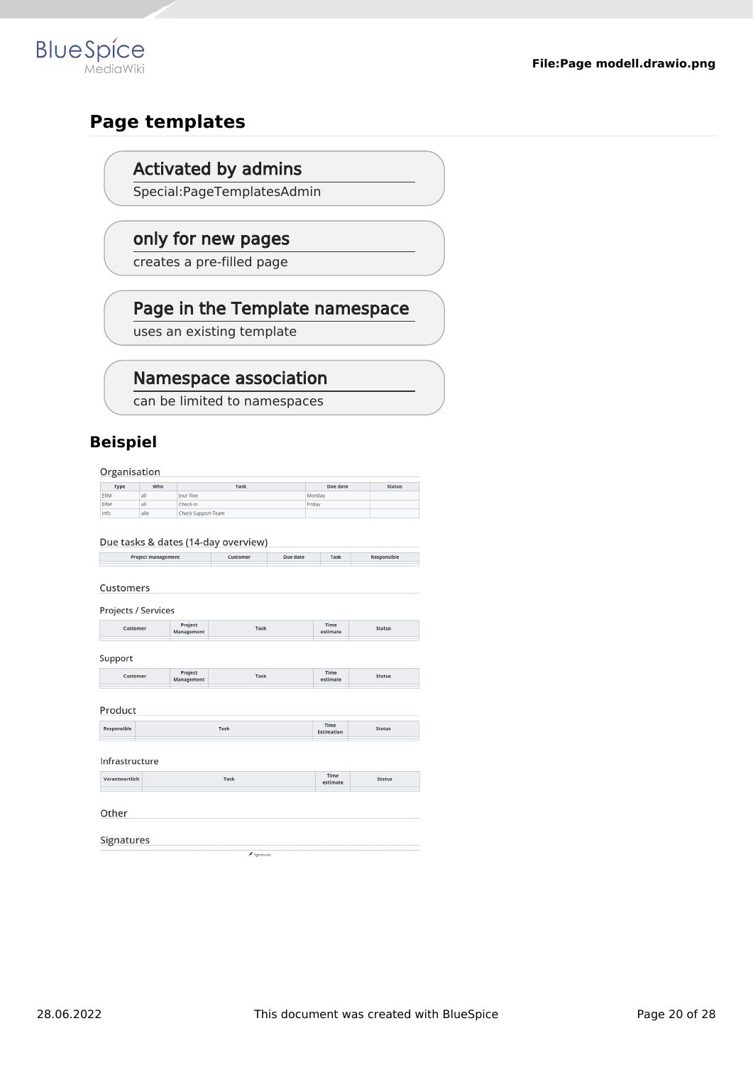## Page templates

**Activated by admins**

Special:PageTemplatesAdmin

**only for new pages**

creates a pre-filled page

**Page in the Template namespace**

uses an existing template

**Namespace association**

can be limited to namespaces

## Beispiel

Organisation

| Type | Who | Task | Due date | Status |
|---|---|---|---|---|
| ERM | all | Jour Fixe | Monday | |
| ERM | all | Check-in | Friday | |
| Info | alle | Check Support-Team | | |

Due tasks & dates (14-day overview)

| Project management | Customer | Due date | Task | Responsible |
|---|---|---|---|---|
| | | | | |

Customers

Projects / Services

| Customer | Project Management | Task | Time estimate | Status |
|---|---|---|---|---|
| | | | | |

Support

| Customer | Project Management | Task | Time estimate | Status |
|---|---|---|---|---|
| | | | | |

Product

| Responsible | Task | Time Estimation | Status |
|---|---|---|---|
| | | | |

Infrastructure

| Verantwortlich | Task | Time estimate | Status |
|---|---|---|---|
| | | | |

Other

Signatures

Signatures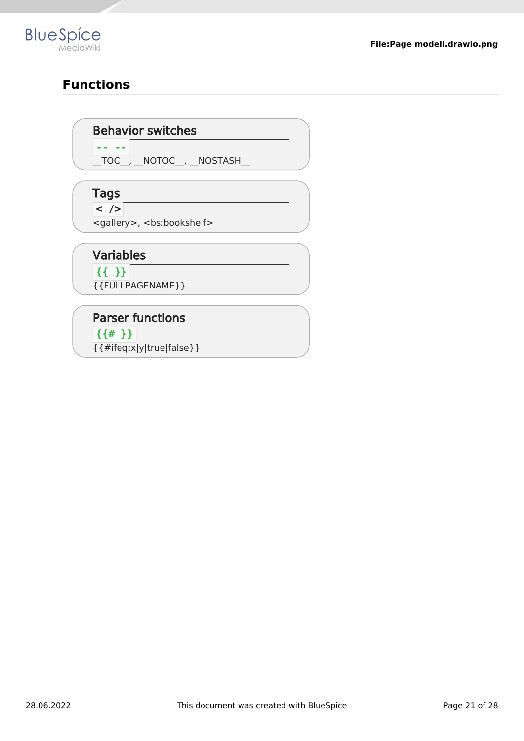## Functions

### Behavior switches

`-- --`

__TOC__, __NOTOC__, __NOSTASH__

### Tags

`< />`

<gallery>, <bs:bookshelf>

### Variables

`{{ }}`

{{FULLPAGENAME}}

### Parser functions

`{{# }}`

{{#ifeq:x|y|true|false}}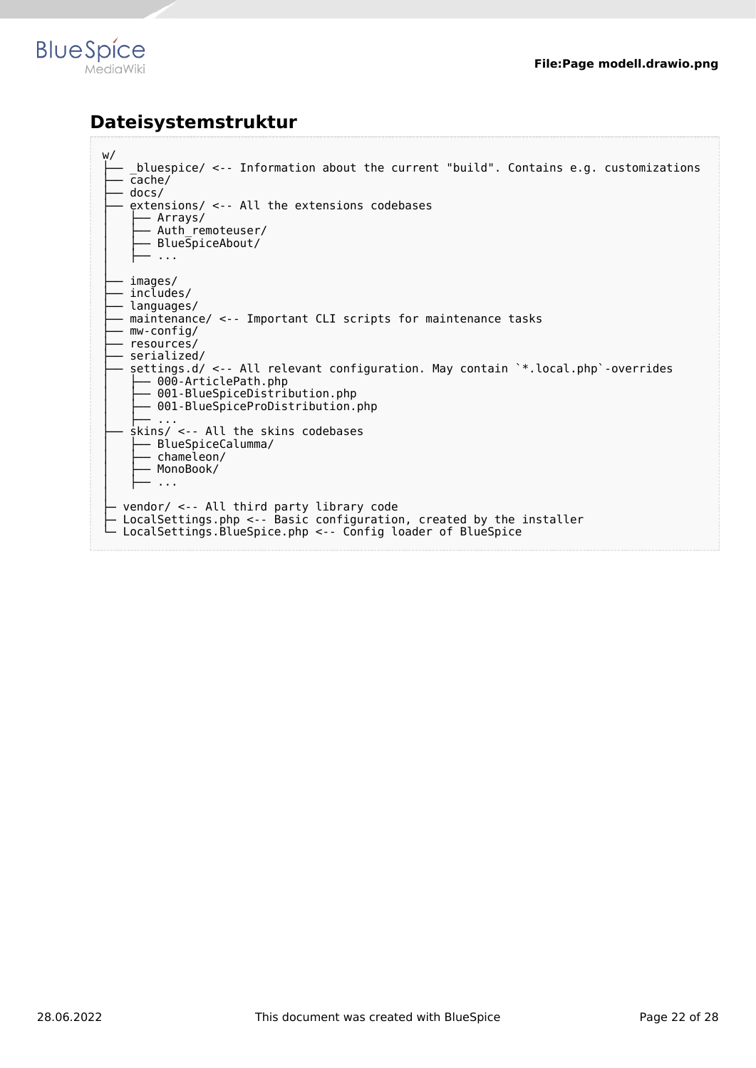## Dateisystemstruktur

```
w/
├── _bluespice/ <-- Information about the current "build". Contains e.g. customizations
├── cache/
├── docs/
├── extensions/ <-- All the extensions codebases
│   ├── Arrays/
│   ├── Auth_remoteuser/
│   ├── BlueSpiceAbout/
│   ├── ...
│
├── images/
├── includes/
├── languages/
├── maintenance/ <-- Important CLI scripts for maintenance tasks
├── mw-config/
├── resources/
├── serialized/
├── settings.d/ <-- All relevant configuration. May contain `*.local.php`-overrides
│   ├── 000-ArticlePath.php
│   ├── 001-BlueSpiceDistribution.php
│   ├── 001-BlueSpiceProDistribution.php
│   ├── ...
├── skins/ <-- All the skins codebases
│   ├── BlueSpiceCalumma/
│   ├── chameleon/
│   ├── MonoBook/
│   ├── ...
│
├ vendor/ <-- All third party library code
├ LocalSettings.php <-- Basic configuration, created by the installer
└ LocalSettings.BlueSpice.php <-- Config loader of BlueSpice
```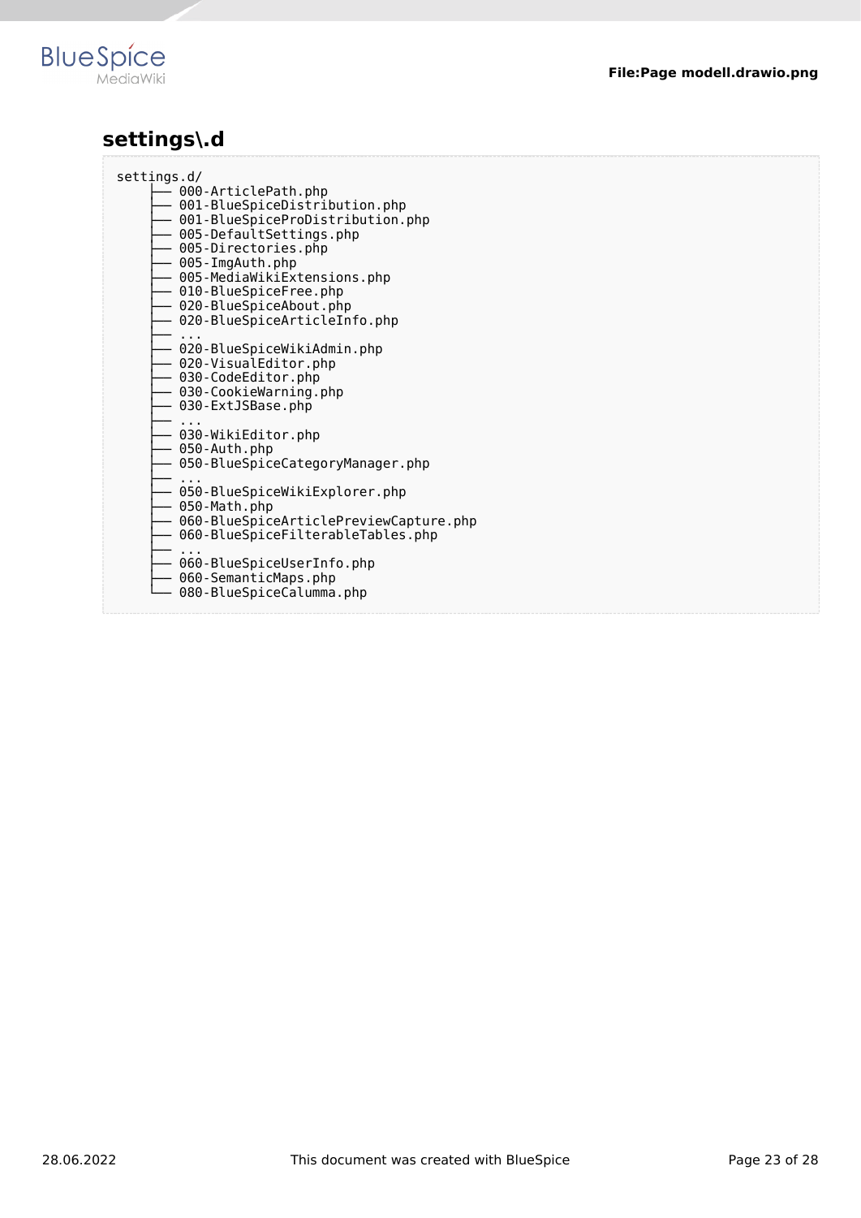## settings\.d

```
settings.d/
     ├── 000-ArticlePath.php
     ├── 001-BlueSpiceDistribution.php
     ├── 001-BlueSpiceProDistribution.php
     ├── 005-DefaultSettings.php
     ├── 005-Directories.php
     ├── 005-ImgAuth.php
     ├── 005-MediaWikiExtensions.php
     ├── 010-BlueSpiceFree.php
     ├── 020-BlueSpiceAbout.php
     ├── 020-BlueSpiceArticleInfo.php
     ├── ...
     ├── 020-BlueSpiceWikiAdmin.php
     ├── 020-VisualEditor.php
     ├── 030-CodeEditor.php
     ├── 030-CookieWarning.php
     ├── 030-ExtJSBase.php
     ├── ...
     ├── 030-WikiEditor.php
     ├── 050-Auth.php
     ├── 050-BlueSpiceCategoryManager.php
     ├── ...
     ├── 050-BlueSpiceWikiExplorer.php
     ├── 050-Math.php
     ├── 060-BlueSpiceArticlePreviewCapture.php
     ├── 060-BlueSpiceFilterableTables.php
     ├── ...
     ├── 060-BlueSpiceUserInfo.php
     ├── 060-SemanticMaps.php
     └── 080-BlueSpiceCalumma.php
```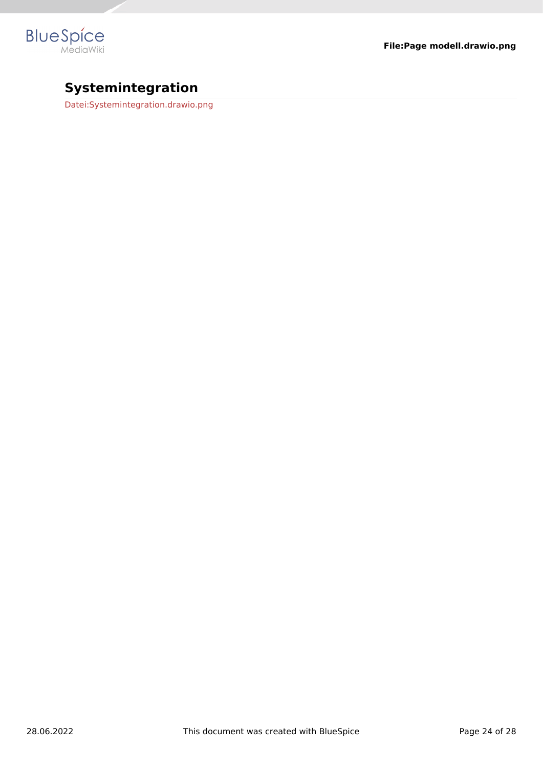## Systemintegration

Datei:Systemintegration.drawio.png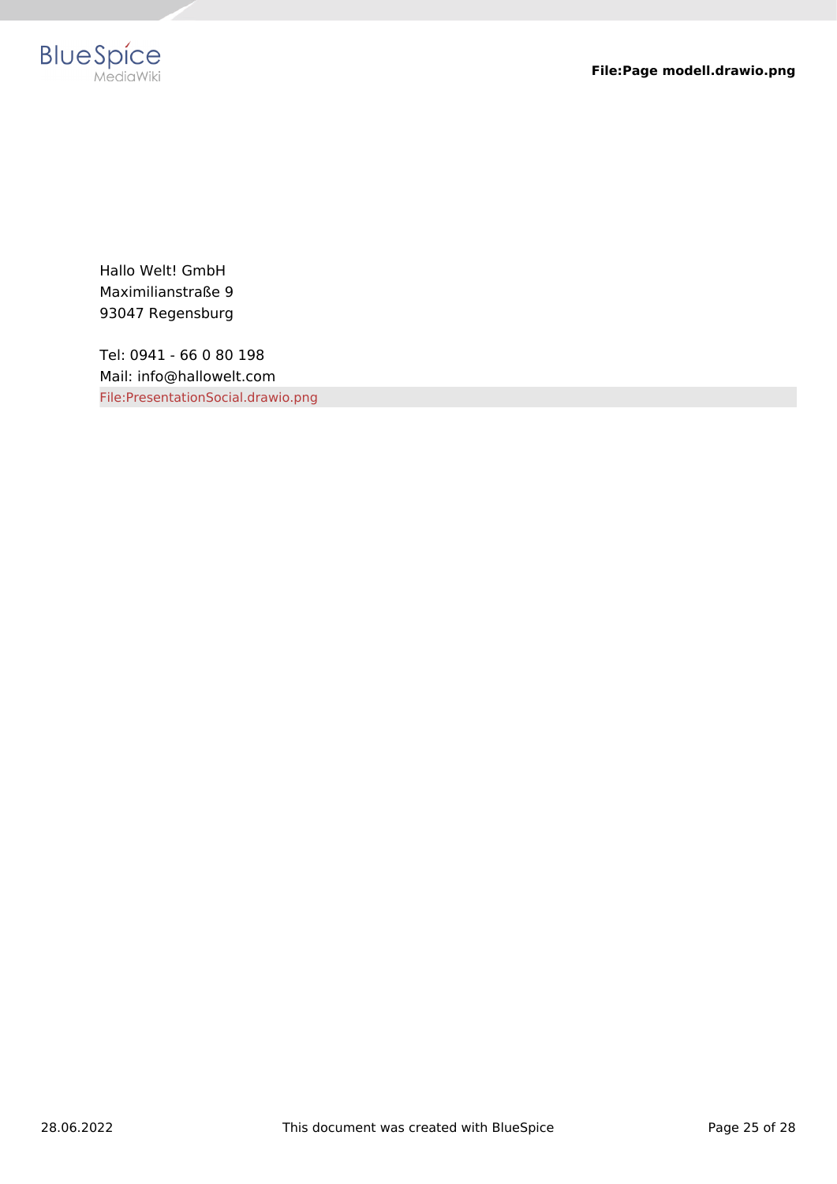Hallo Welt! GmbH
Maximilianstraße 9
93047 Regensburg

Tel: 0941 - 66 0 80 198
Mail: info@hallowelt.com
File:PresentationSocial.drawio.png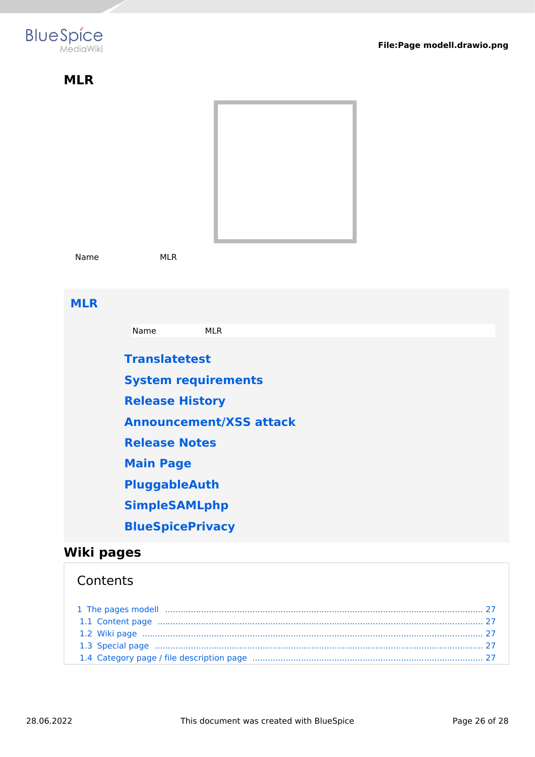## MLR

| Name | MLR |
|---|---|

## MLR

| Name | MLR |
|---|---|

### Translatetest

### System requirements

### Release History

### Announcement/XSS attack

### Release Notes

### Main Page

### PluggableAuth

### SimpleSAMLphp

### BlueSpicePrivacy

# Wiki pages

Contents

1 The pages modell ... 27
1.1 Content page ... 27
1.2 Wiki page ... 27
1.3 Special page ... 27
1.4 Category page / file description page ... 27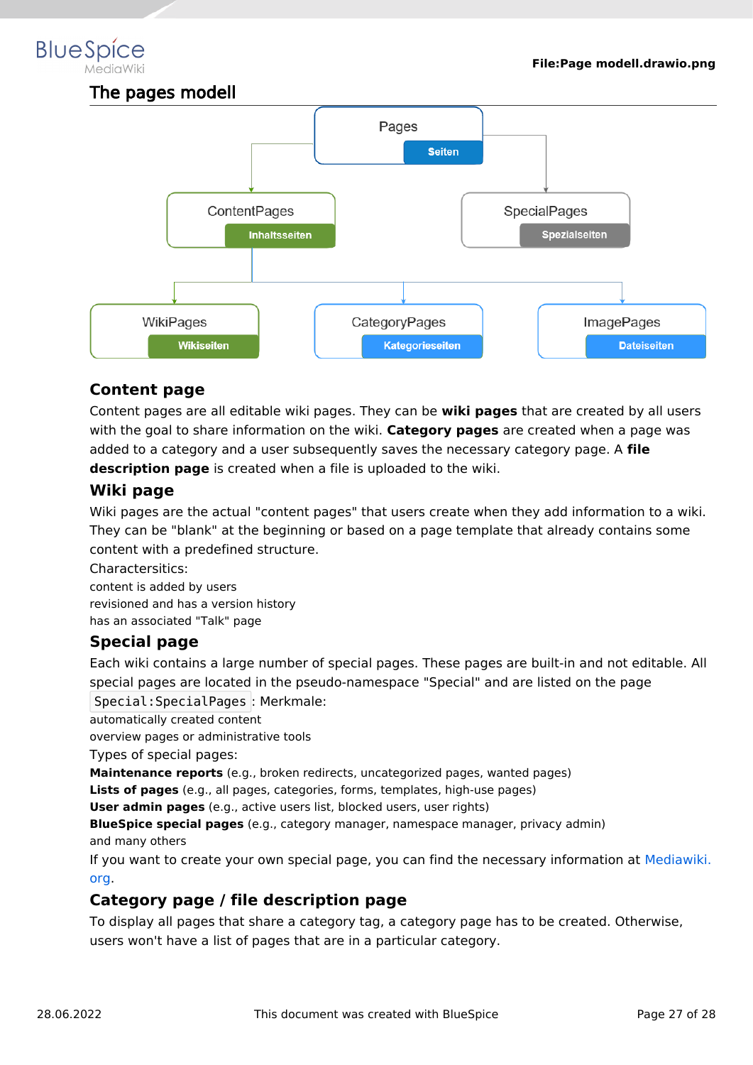## The pages modell

## Content page

Content pages are all editable wiki pages. They can be **wiki pages** that are created by all users with the goal to share information on the wiki. **Category pages** are created when a page was added to a category and a user subsequently saves the necessary category page. A **file description page** is created when a file is uploaded to the wiki.

## Wiki page

Wiki pages are the actual "content pages" that users create when they add information to a wiki. They can be "blank" at the beginning or based on a page template that already contains some content with a predefined structure.

Charactersitics:

- content is added by users
- revisioned and has a version history
- has an associated "Talk" page

## Special page

Each wiki contains a large number of special pages. These pages are built-in and not editable. All special pages are located in the pseudo-namespace "Special" and are listed on the page `Special:SpecialPages` : Merkmale:

- automatically created content
- overview pages or administrative tools

Types of special pages:

- **Maintenance reports** (e.g., broken redirects, uncategorized pages, wanted pages)
- **Lists of pages** (e.g., all pages, categories, forms, templates, high-use pages)
- **User admin pages** (e.g., active users list, blocked users, user rights)
- **BlueSpice special pages** (e.g., category manager, namespace manager, privacy admin)
- and many others

If you want to create your own special page, you can find the necessary information at Mediawiki.org.

## Category page / file description page

To display all pages that share a category tag, a category page has to be created. Otherwise, users won't have a list of pages that are in a particular category.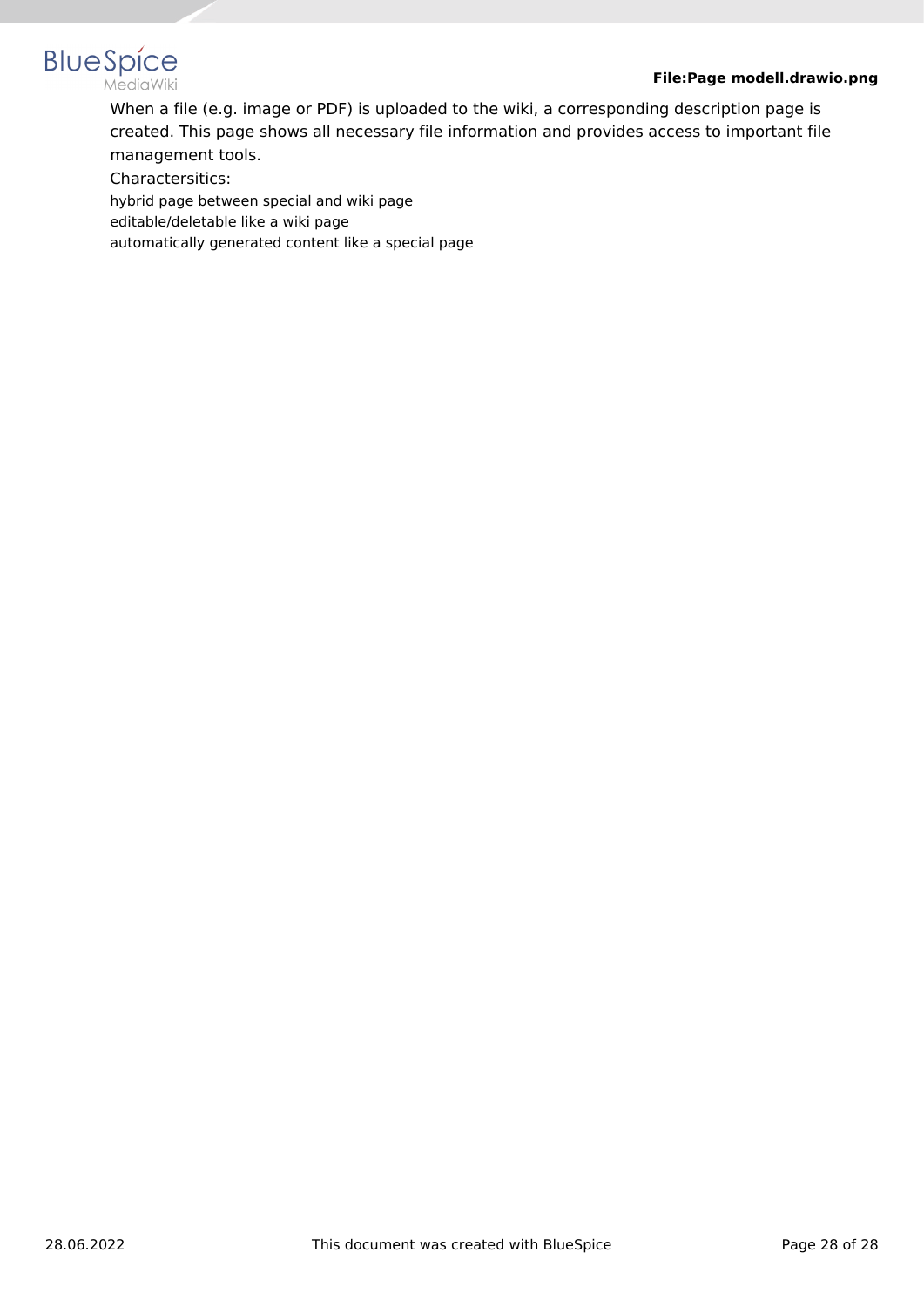When a file (e.g. image or PDF) is uploaded to the wiki, a corresponding description page is created. This page shows all necessary file information and provides access to important file management tools.

Charactersitics:

hybrid page between special and wiki page

editable/deletable like a wiki page

automatically generated content like a special page